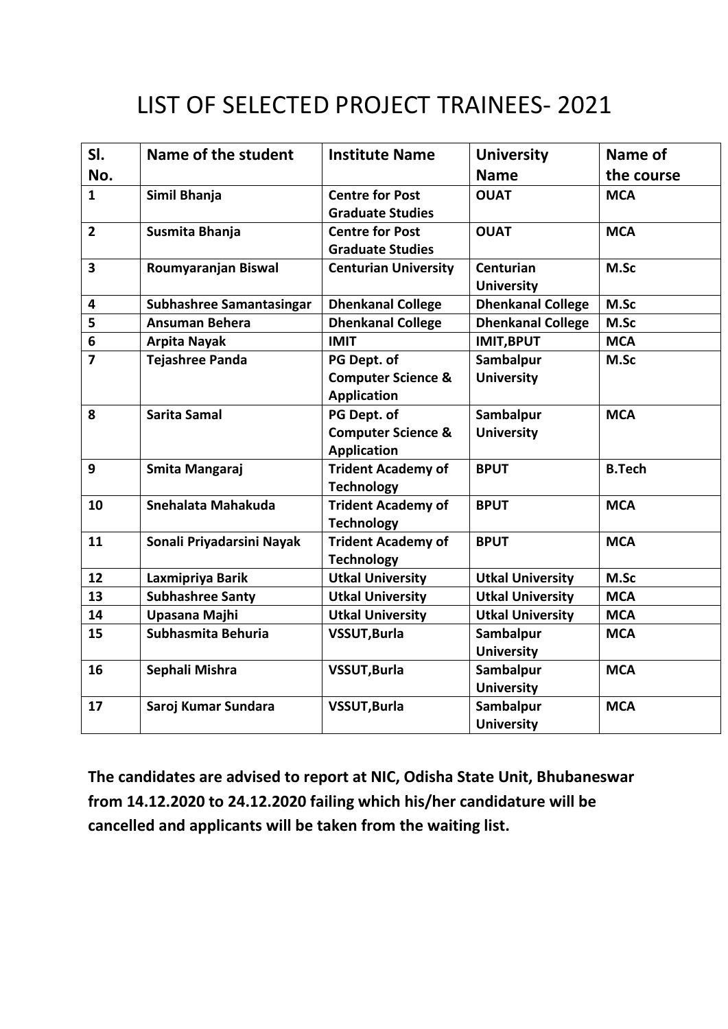# LIST OF SELECTED PROJECT TRAINEES- 2021

| Sl. No. | Name of the student | Institute Name | University Name | Name of the course |
|---|---|---|---|---|
| **1** | **Simil Bhanja** | **Centre for Post Graduate Studies** | **OUAT** | **MCA** |
| **2** | **Susmita Bhanja** | **Centre for Post Graduate Studies** | **OUAT** | **MCA** |
| **3** | **Roumyaranjan Biswal** | **Centurian University** | **Centurian University** | **M.Sc** |
| **4** | **Subhashree Samantasingar** | **Dhenkanal College** | **Dhenkanal College** | **M.Sc** |
| **5** | **Ansuman Behera** | **Dhenkanal College** | **Dhenkanal College** | **M.Sc** |
| **6** | **Arpita Nayak** | **IMIT** | **IMIT,BPUT** | **MCA** |
| **7** | **Tejashree Panda** | **PG Dept. of Computer Science & Application** | **Sambalpur University** | **M.Sc** |
| **8** | **Sarita Samal** | **PG Dept. of Computer Science & Application** | **Sambalpur University** | **MCA** |
| **9** | **Smita Mangaraj** | **Trident Academy of Technology** | **BPUT** | **B.Tech** |
| **10** | **Snehalata Mahakuda** | **Trident Academy of Technology** | **BPUT** | **MCA** |
| **11** | **Sonali Priyadarsini Nayak** | **Trident Academy of Technology** | **BPUT** | **MCA** |
| **12** | **Laxmipriya Barik** | **Utkal University** | **Utkal University** | **M.Sc** |
| **13** | **Subhashree Santy** | **Utkal University** | **Utkal University** | **MCA** |
| **14** | **Upasana Majhi** | **Utkal University** | **Utkal University** | **MCA** |
| **15** | **Subhasmita Behuria** | **VSSUT,Burla** | **Sambalpur University** | **MCA** |
| **16** | **Sephali Mishra** | **VSSUT,Burla** | **Sambalpur University** | **MCA** |
| **17** | **Saroj Kumar Sundara** | **VSSUT,Burla** | **Sambalpur University** | **MCA** |

**The candidates are advised to report at NIC, Odisha State Unit, Bhubaneswar from 14.12.2020 to 24.12.2020 failing which his/her candidature will be cancelled and applicants will be taken from the waiting list.**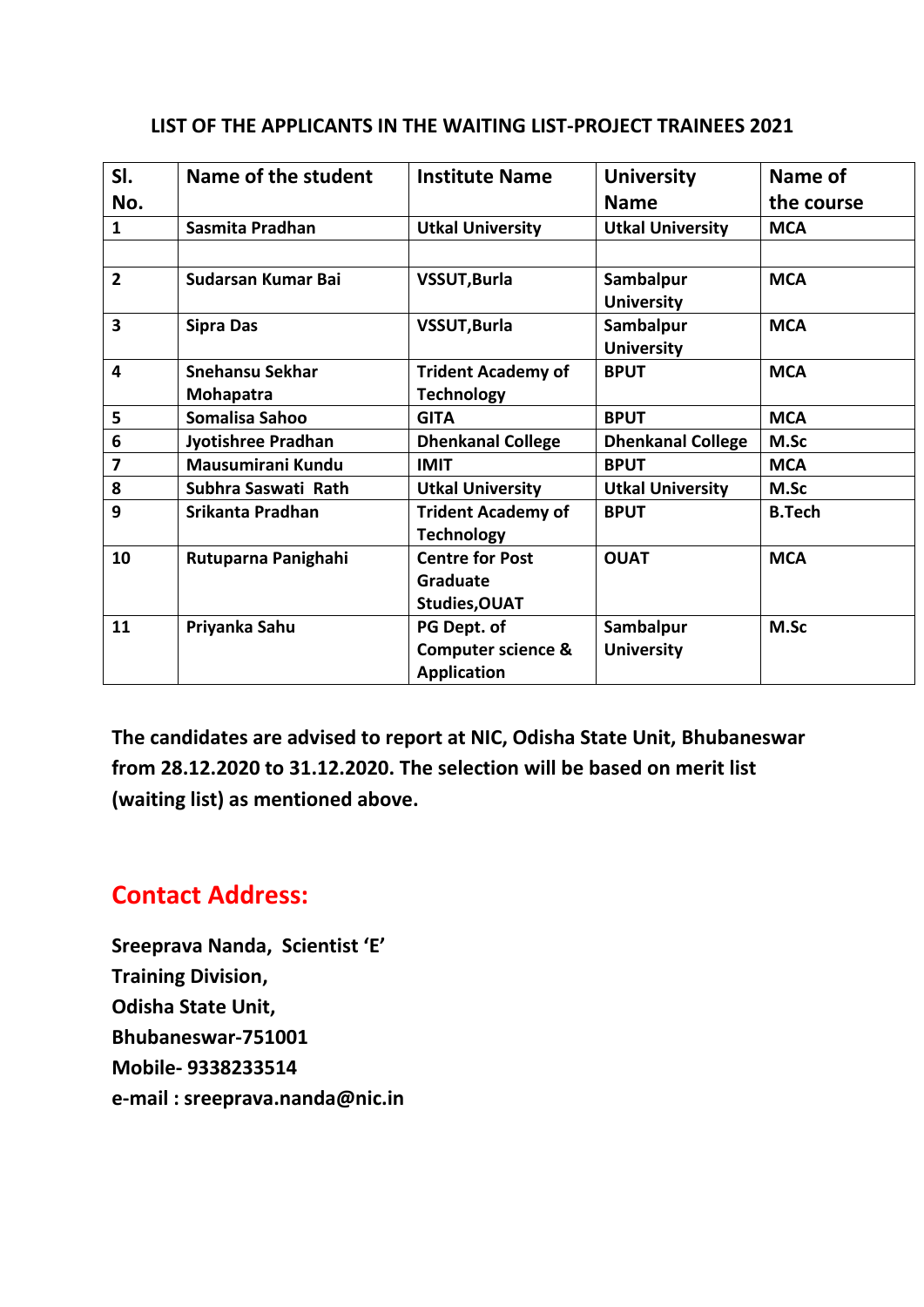## LIST OF THE APPLICANTS IN THE WAITING LIST-PROJECT TRAINEES 2021

| Sl. No. | Name of the student | Institute Name | University Name | Name of the course |
|---|---|---|---|---|
| **1** | **Sasmita Pradhan** | **Utkal University** | **Utkal University** | **MCA** |
| | | | | |
| **2** | **Sudarsan Kumar Bai** | **VSSUT,Burla** | **Sambalpur University** | **MCA** |
| **3** | **Sipra Das** | **VSSUT,Burla** | **Sambalpur University** | **MCA** |
| **4** | **Snehansu Sekhar Mohapatra** | **Trident Academy of Technology** | **BPUT** | **MCA** |
| **5** | **Somalisa Sahoo** | **GITA** | **BPUT** | **MCA** |
| **6** | **Jyotishree Pradhan** | **Dhenkanal College** | **Dhenkanal College** | **M.Sc** |
| **7** | **Mausumirani Kundu** | **IMIT** | **BPUT** | **MCA** |
| **8** | **Subhra Saswati Rath** | **Utkal University** | **Utkal University** | **M.Sc** |
| **9** | **Srikanta Pradhan** | **Trident Academy of Technology** | **BPUT** | **B.Tech** |
| **10** | **Rutuparna Panighahi** | **Centre for Post Graduate Studies,OUAT** | **OUAT** | **MCA** |
| **11** | **Priyanka Sahu** | **PG Dept. of Computer science & Application** | **Sambalpur University** | **M.Sc** |

**The candidates are advised to report at NIC, Odisha State Unit, Bhubaneswar from 28.12.2020 to 31.12.2020. The selection will be based on merit list (waiting list) as mentioned above.**

## Contact Address:

**Sreeprava Nanda, Scientist 'E'**
**Training Division,**
**Odisha State Unit,**
**Bhubaneswar-751001**
**Mobile- 9338233514**
**e-mail : sreeprava.nanda@nic.in**